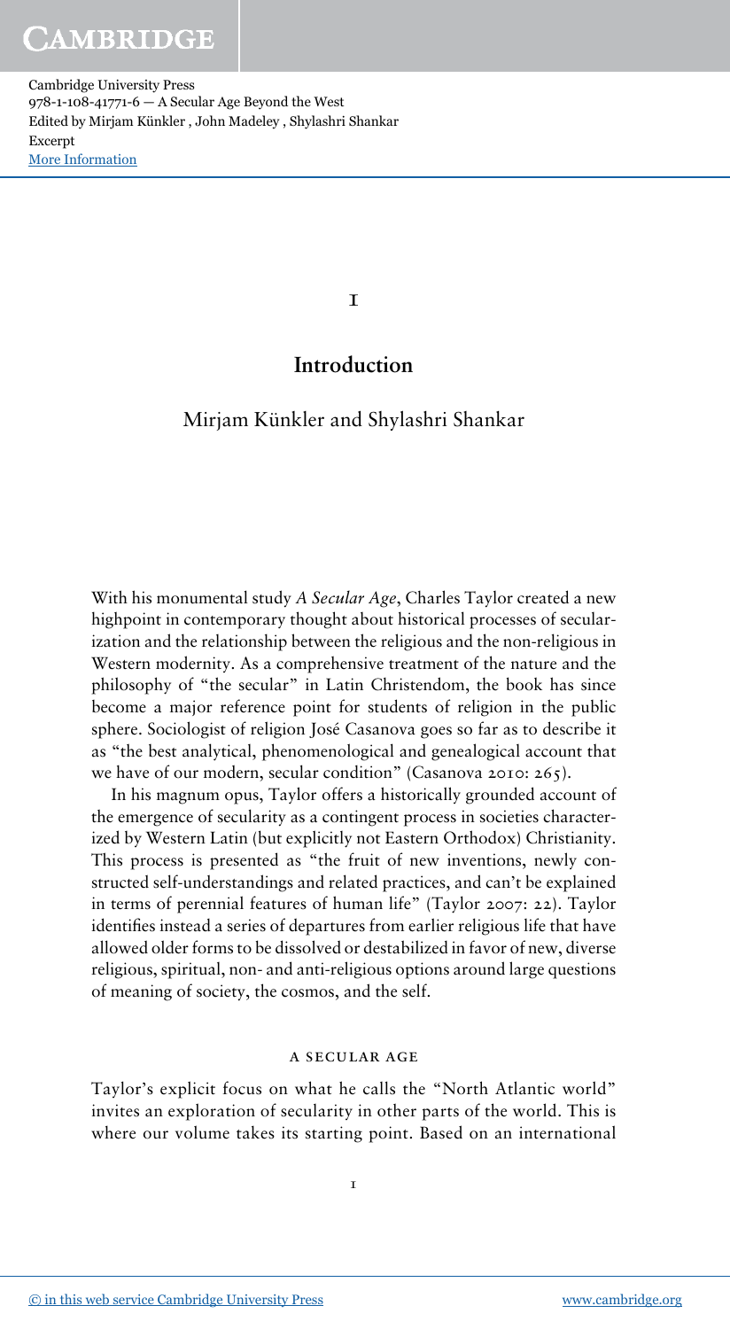# 1

# Introduction

## Mirjam Künkler and Shylashri Shankar

With his monumental study *A Secular Age*, Charles Taylor created a new highpoint in contemporary thought about historical processes of secularization and the relationship between the religious and the non-religious in Western modernity. As a comprehensive treatment of the nature and the philosophy of "the secular" in Latin Christendom, the book has since become a major reference point for students of religion in the public sphere. Sociologist of religion José Casanova goes so far as to describe it as "the best analytical, phenomenological and genealogical account that we have of our modern, secular condition" (Casanova 2010: 265).

In his magnum opus, Taylor offers a historically grounded account of the emergence of secularity as a contingent process in societies characterized by Western Latin (but explicitly not Eastern Orthodox) Christianity. This process is presented as "the fruit of new inventions, newly constructed self-understandings and related practices, and can't be explained in terms of perennial features of human life" (Taylor 2007: 22). Taylor identifies instead a series of departures from earlier religious life that have allowed older forms to be dissolved or destabilized in favor of new, diverse religious, spiritual, non- and anti-religious options around large questions of meaning of society, the cosmos, and the self.

### A SECULAR AGE

Taylor's explicit focus on what he calls the "North Atlantic world" invites an exploration of secularity in other parts of the world. This is where our volume takes its starting point. Based on an international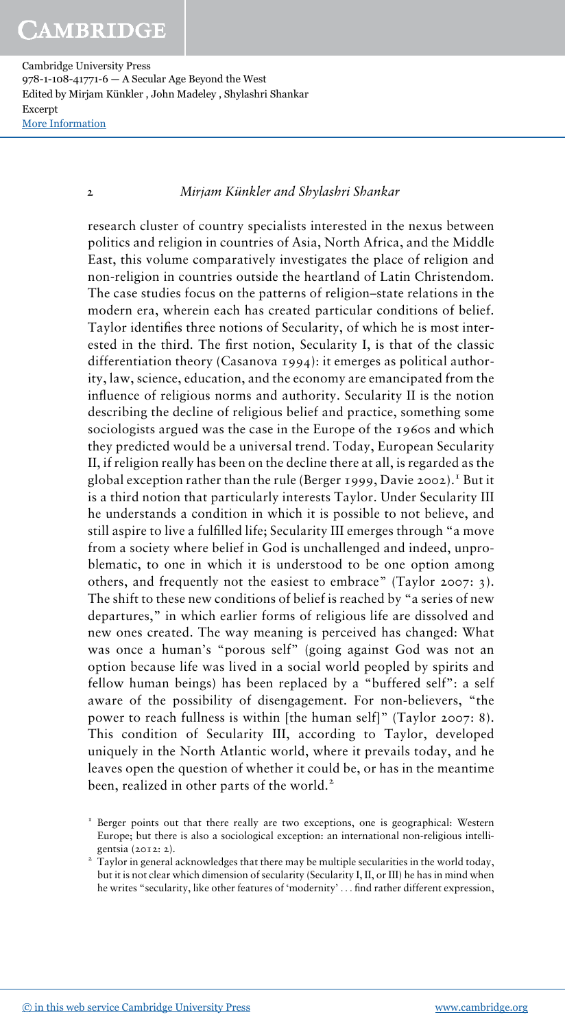research cluster of country specialists interested in the nexus between politics and religion in countries of Asia, North Africa, and the Middle East, this volume comparatively investigates the place of religion and non-religion in countries outside the heartland of Latin Christendom. The case studies focus on the patterns of religion–state relations in the modern era, wherein each has created particular conditions of belief. Taylor identifies three notions of Secularity, of which he is most interested in the third. The first notion, Secularity I, is that of the classic differentiation theory (Casanova 1994): it emerges as political authority, law, science, education, and the economy are emancipated from the influence of religious norms and authority. Secularity II is the notion describing the decline of religious belief and practice, something some sociologists argued was the case in the Europe of the 1960s and which they predicted would be a universal trend. Today, European Secularity II, if religion really has been on the decline there at all, is regarded as the global exception rather than the rule (Berger 1999, Davie 2002).[1] But it is a third notion that particularly interests Taylor. Under Secularity III he understands a condition in which it is possible to not believe, and still aspire to live a fulfilled life; Secularity III emerges through "a move from a society where belief in God is unchallenged and indeed, unproblematic, to one in which it is understood to be one option among others, and frequently not the easiest to embrace" (Taylor 2007: 3). The shift to these new conditions of belief is reached by "a series of new departures," in which earlier forms of religious life are dissolved and new ones created. The way meaning is perceived has changed: What was once a human's "porous self" (going against God was not an option because life was lived in a social world peopled by spirits and fellow human beings) has been replaced by a "buffered self": a self aware of the possibility of disengagement. For non-believers, "the power to reach fullness is within [the human self]" (Taylor 2007: 8). This condition of Secularity III, according to Taylor, developed uniquely in the North Atlantic world, where it prevails today, and he leaves open the question of whether it could be, or has in the meantime been, realized in other parts of the world.[2]

[1] Berger points out that there really are two exceptions, one is geographical: Western Europe; but there is also a sociological exception: an international non-religious intelligentsia (2012: 2).

[2] Taylor in general acknowledges that there may be multiple secularities in the world today, but it is not clear which dimension of secularity (Secularity I, II, or III) he has in mind when he writes "secularity, like other features of 'modernity' . . . find rather different expression,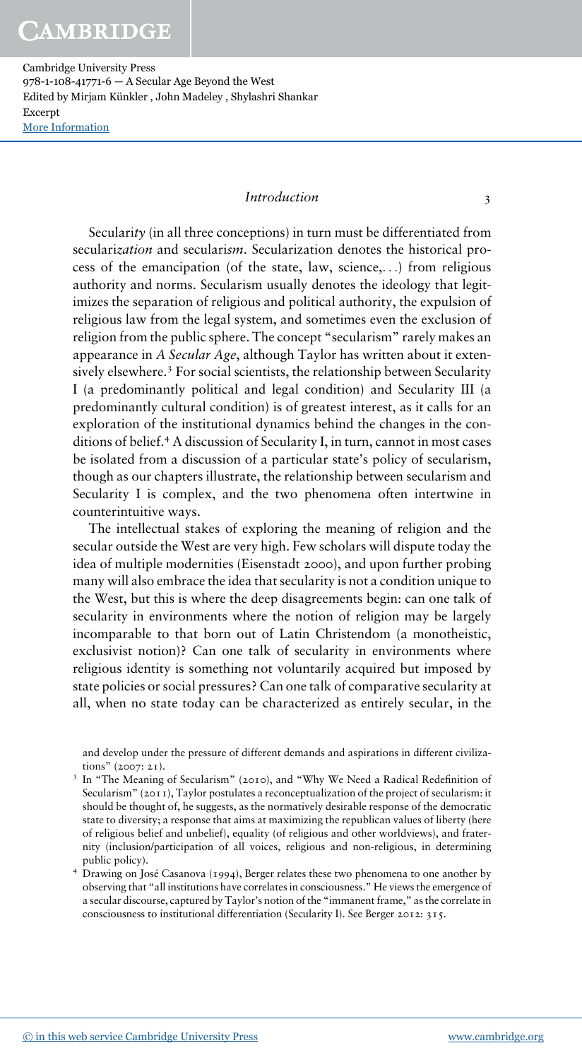Secularit*y* (in all three conceptions) in turn must be differentiated from seculari*zation* and secular*ism*. Secularization denotes the historical process of the emancipation (of the state, law, science,...) from religious authority and norms. Secularism usually denotes the ideology that legitimizes the separation of religious and political authority, the expulsion of religious law from the legal system, and sometimes even the exclusion of religion from the public sphere. The concept "secularism" rarely makes an appearance in *A Secular Age*, although Taylor has written about it extensively elsewhere.[3] For social scientists, the relationship between Secularity I (a predominantly political and legal condition) and Secularity III (a predominantly cultural condition) is of greatest interest, as it calls for an exploration of the institutional dynamics behind the changes in the conditions of belief.[4] A discussion of Secularity I, in turn, cannot in most cases be isolated from a discussion of a particular state's policy of secularism, though as our chapters illustrate, the relationship between secularism and Secularity I is complex, and the two phenomena often intertwine in counterintuitive ways.

The intellectual stakes of exploring the meaning of religion and the secular outside the West are very high. Few scholars will dispute today the idea of multiple modernities (Eisenstadt 2000), and upon further probing many will also embrace the idea that secularity is not a condition unique to the West, but this is where the deep disagreements begin: can one talk of secularity in environments where the notion of religion may be largely incomparable to that born out of Latin Christendom (a monotheistic, exclusivist notion)? Can one talk of secularity in environments where religious identity is something not voluntarily acquired but imposed by state policies or social pressures? Can one talk of comparative secularity at all, when no state today can be characterized as entirely secular, in the

and develop under the pressure of different demands and aspirations in different civilizations" (2007: 21).

[3] In "The Meaning of Secularism" (2010), and "Why We Need a Radical Redefinition of Secularism" (2011), Taylor postulates a reconceptualization of the project of secularism: it should be thought of, he suggests, as the normatively desirable response of the democratic state to diversity; a response that aims at maximizing the republican values of liberty (here of religious belief and unbelief), equality (of religious and other worldviews), and fraternity (inclusion/participation of all voices, religious and non-religious, in determining public policy).

[4] Drawing on José Casanova (1994), Berger relates these two phenomena to one another by observing that "all institutions have correlates in consciousness." He views the emergence of a secular discourse, captured by Taylor's notion of the "immanent frame," as the correlate in consciousness to institutional differentiation (Secularity I). See Berger 2012: 315.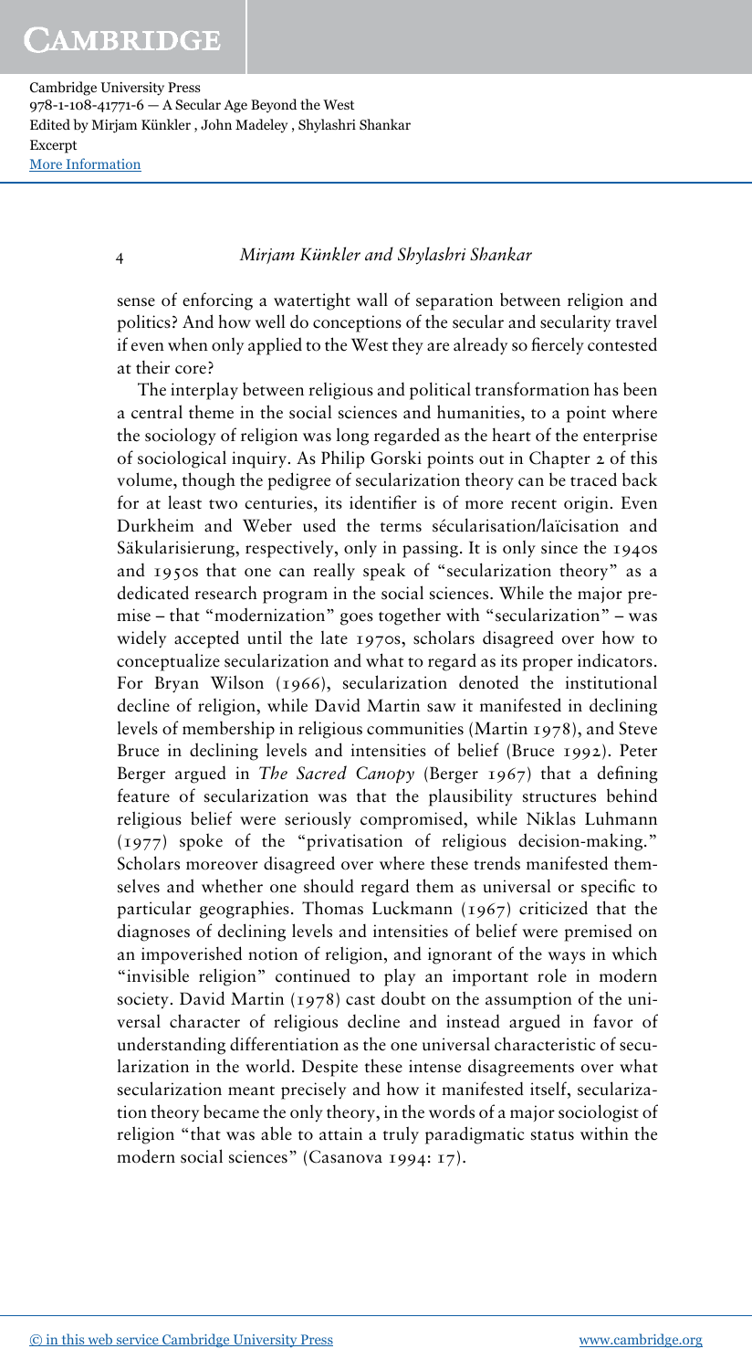sense of enforcing a watertight wall of separation between religion and politics? And how well do conceptions of the secular and secularity travel if even when only applied to the West they are already so fiercely contested at their core?

The interplay between religious and political transformation has been a central theme in the social sciences and humanities, to a point where the sociology of religion was long regarded as the heart of the enterprise of sociological inquiry. As Philip Gorski points out in Chapter 2 of this volume, though the pedigree of secularization theory can be traced back for at least two centuries, its identifier is of more recent origin. Even Durkheim and Weber used the terms sécularisation/laïcisation and Säkularisierung, respectively, only in passing. It is only since the 1940s and 1950s that one can really speak of "secularization theory" as a dedicated research program in the social sciences. While the major premise – that "modernization" goes together with "secularization" – was widely accepted until the late 1970s, scholars disagreed over how to conceptualize secularization and what to regard as its proper indicators. For Bryan Wilson (1966), secularization denoted the institutional decline of religion, while David Martin saw it manifested in declining levels of membership in religious communities (Martin 1978), and Steve Bruce in declining levels and intensities of belief (Bruce 1992). Peter Berger argued in *The Sacred Canopy* (Berger 1967) that a defining feature of secularization was that the plausibility structures behind religious belief were seriously compromised, while Niklas Luhmann (1977) spoke of the "privatisation of religious decision-making." Scholars moreover disagreed over where these trends manifested themselves and whether one should regard them as universal or specific to particular geographies. Thomas Luckmann (1967) criticized that the diagnoses of declining levels and intensities of belief were premised on an impoverished notion of religion, and ignorant of the ways in which "invisible religion" continued to play an important role in modern society. David Martin (1978) cast doubt on the assumption of the universal character of religious decline and instead argued in favor of understanding differentiation as the one universal characteristic of secularization in the world. Despite these intense disagreements over what secularization meant precisely and how it manifested itself, secularization theory became the only theory, in the words of a major sociologist of religion "that was able to attain a truly paradigmatic status within the modern social sciences" (Casanova 1994: 17).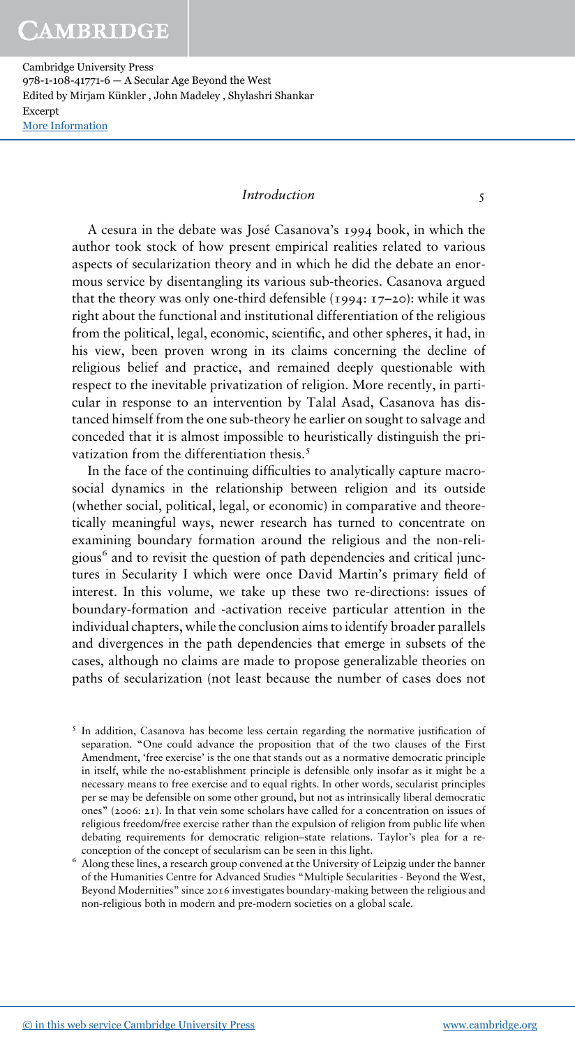A cesura in the debate was José Casanova's 1994 book, in which the author took stock of how present empirical realities related to various aspects of secularization theory and in which he did the debate an enormous service by disentangling its various sub-theories. Casanova argued that the theory was only one-third defensible (1994: 17–20): while it was right about the functional and institutional differentiation of the religious from the political, legal, economic, scientific, and other spheres, it had, in his view, been proven wrong in its claims concerning the decline of religious belief and practice, and remained deeply questionable with respect to the inevitable privatization of religion. More recently, in particular in response to an intervention by Talal Asad, Casanova has distanced himself from the one sub-theory he earlier on sought to salvage and conceded that it is almost impossible to heuristically distinguish the privatization from the differentiation thesis.[5]

In the face of the continuing difficulties to analytically capture macro-social dynamics in the relationship between religion and its outside (whether social, political, legal, or economic) in comparative and theoretically meaningful ways, newer research has turned to concentrate on examining boundary formation around the religious and the non-religious[6] and to revisit the question of path dependencies and critical junctures in Secularity I which were once David Martin's primary field of interest. In this volume, we take up these two re-directions: issues of boundary-formation and -activation receive particular attention in the individual chapters, while the conclusion aims to identify broader parallels and divergences in the path dependencies that emerge in subsets of the cases, although no claims are made to propose generalizable theories on paths of secularization (not least because the number of cases does not

[5] In addition, Casanova has become less certain regarding the normative justification of separation. "One could advance the proposition that of the two clauses of the First Amendment, 'free exercise' is the one that stands out as a normative democratic principle in itself, while the no-establishment principle is defensible only insofar as it might be a necessary means to free exercise and to equal rights. In other words, secularist principles per se may be defensible on some other ground, but not as intrinsically liberal democratic ones" (2006: 21). In that vein some scholars have called for a concentration on issues of religious freedom/free exercise rather than the expulsion of religion from public life when debating requirements for democratic religion–state relations. Taylor's plea for a re-conception of the concept of secularism can be seen in this light.

[6] Along these lines, a research group convened at the University of Leipzig under the banner of the Humanities Centre for Advanced Studies "Multiple Secularities - Beyond the West, Beyond Modernities" since 2016 investigates boundary-making between the religious and non-religious both in modern and pre-modern societies on a global scale.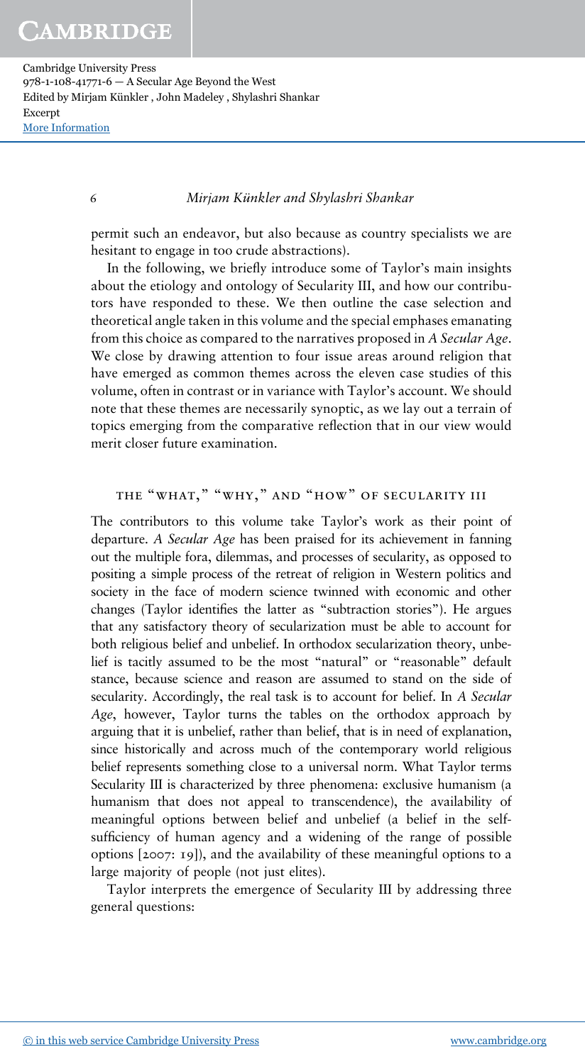permit such an endeavor, but also because as country specialists we are hesitant to engage in too crude abstractions).

In the following, we briefly introduce some of Taylor's main insights about the etiology and ontology of Secularity III, and how our contributors have responded to these. We then outline the case selection and theoretical angle taken in this volume and the special emphases emanating from this choice as compared to the narratives proposed in *A Secular Age*. We close by drawing attention to four issue areas around religion that have emerged as common themes across the eleven case studies of this volume, often in contrast or in variance with Taylor's account. We should note that these themes are necessarily synoptic, as we lay out a terrain of topics emerging from the comparative reflection that in our view would merit closer future examination.

## THE "WHAT," "WHY," AND "HOW" OF SECULARITY III

The contributors to this volume take Taylor's work as their point of departure. *A Secular Age* has been praised for its achievement in fanning out the multiple fora, dilemmas, and processes of secularity, as opposed to positing a simple process of the retreat of religion in Western politics and society in the face of modern science twinned with economic and other changes (Taylor identifies the latter as "subtraction stories"). He argues that any satisfactory theory of secularization must be able to account for both religious belief and unbelief. In orthodox secularization theory, unbelief is tacitly assumed to be the most "natural" or "reasonable" default stance, because science and reason are assumed to stand on the side of secularity. Accordingly, the real task is to account for belief. In *A Secular Age*, however, Taylor turns the tables on the orthodox approach by arguing that it is unbelief, rather than belief, that is in need of explanation, since historically and across much of the contemporary world religious belief represents something close to a universal norm. What Taylor terms Secularity III is characterized by three phenomena: exclusive humanism (a humanism that does not appeal to transcendence), the availability of meaningful options between belief and unbelief (a belief in the self-sufficiency of human agency and a widening of the range of possible options [2007: 19]), and the availability of these meaningful options to a large majority of people (not just elites).

Taylor interprets the emergence of Secularity III by addressing three general questions: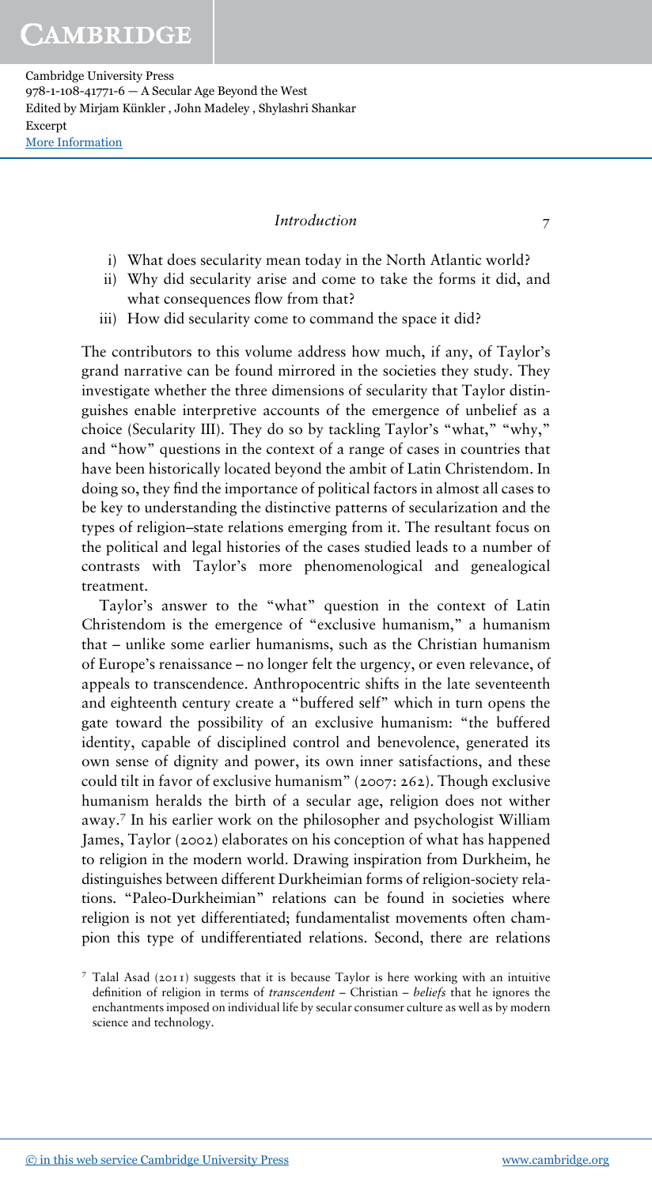i) What does secularity mean today in the North Atlantic world?
ii) Why did secularity arise and come to take the forms it did, and what consequences flow from that?
iii) How did secularity come to command the space it did?

The contributors to this volume address how much, if any, of Taylor's grand narrative can be found mirrored in the societies they study. They investigate whether the three dimensions of secularity that Taylor distinguishes enable interpretive accounts of the emergence of unbelief as a choice (Secularity III). They do so by tackling Taylor's "what," "why," and "how" questions in the context of a range of cases in countries that have been historically located beyond the ambit of Latin Christendom. In doing so, they find the importance of political factors in almost all cases to be key to understanding the distinctive patterns of secularization and the types of religion–state relations emerging from it. The resultant focus on the political and legal histories of the cases studied leads to a number of contrasts with Taylor's more phenomenological and genealogical treatment.

Taylor's answer to the "what" question in the context of Latin Christendom is the emergence of "exclusive humanism," a humanism that – unlike some earlier humanisms, such as the Christian humanism of Europe's renaissance – no longer felt the urgency, or even relevance, of appeals to transcendence. Anthropocentric shifts in the late seventeenth and eighteenth century create a "buffered self" which in turn opens the gate toward the possibility of an exclusive humanism: "the buffered identity, capable of disciplined control and benevolence, generated its own sense of dignity and power, its own inner satisfactions, and these could tilt in favor of exclusive humanism" (2007: 262). Though exclusive humanism heralds the birth of a secular age, religion does not wither away.[7] In his earlier work on the philosopher and psychologist William James, Taylor (2002) elaborates on his conception of what has happened to religion in the modern world. Drawing inspiration from Durkheim, he distinguishes between different Durkheimian forms of religion-society relations. "Paleo-Durkheimian" relations can be found in societies where religion is not yet differentiated; fundamentalist movements often champion this type of undifferentiated relations. Second, there are relations

[7] Talal Asad (2011) suggests that it is because Taylor is here working with an intuitive definition of religion in terms of *transcendent* – Christian – *beliefs* that he ignores the enchantments imposed on individual life by secular consumer culture as well as by modern science and technology.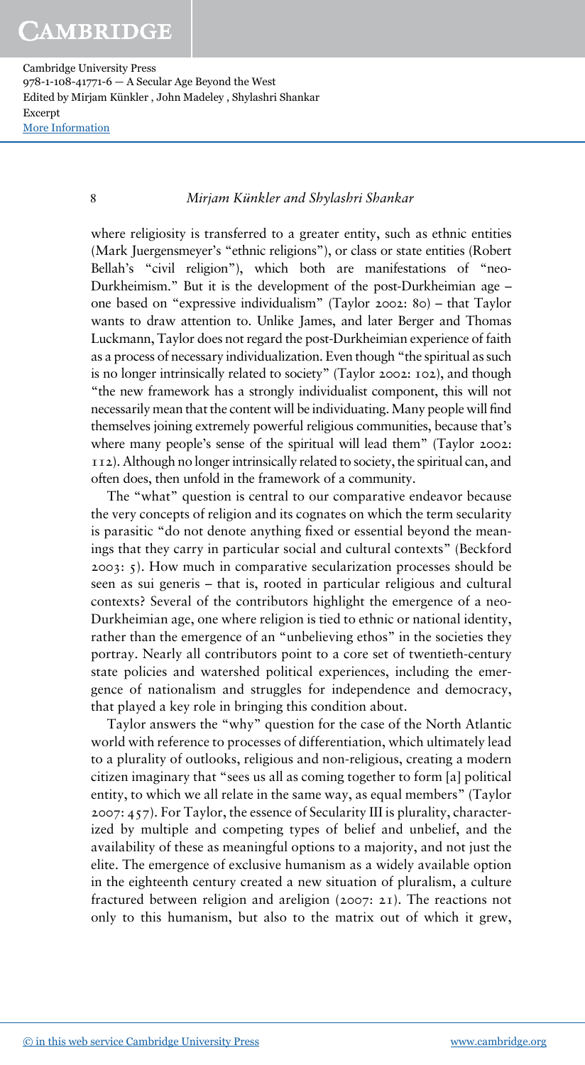where religiosity is transferred to a greater entity, such as ethnic entities (Mark Juergensmeyer's "ethnic religions"), or class or state entities (Robert Bellah's "civil religion"), which both are manifestations of "neo-Durkheimism." But it is the development of the post-Durkheimian age – one based on "expressive individualism" (Taylor 2002: 80) – that Taylor wants to draw attention to. Unlike James, and later Berger and Thomas Luckmann, Taylor does not regard the post-Durkheimian experience of faith as a process of necessary individualization. Even though "the spiritual as such is no longer intrinsically related to society" (Taylor 2002: 102), and though "the new framework has a strongly individualist component, this will not necessarily mean that the content will be individuating. Many people will find themselves joining extremely powerful religious communities, because that's where many people's sense of the spiritual will lead them" (Taylor 2002: 112). Although no longer intrinsically related to society, the spiritual can, and often does, then unfold in the framework of a community.

The "what" question is central to our comparative endeavor because the very concepts of religion and its cognates on which the term secularity is parasitic "do not denote anything fixed or essential beyond the meanings that they carry in particular social and cultural contexts" (Beckford 2003: 5). How much in comparative secularization processes should be seen as sui generis – that is, rooted in particular religious and cultural contexts? Several of the contributors highlight the emergence of a neo-Durkheimian age, one where religion is tied to ethnic or national identity, rather than the emergence of an "unbelieving ethos" in the societies they portray. Nearly all contributors point to a core set of twentieth-century state policies and watershed political experiences, including the emergence of nationalism and struggles for independence and democracy, that played a key role in bringing this condition about.

Taylor answers the "why" question for the case of the North Atlantic world with reference to processes of differentiation, which ultimately lead to a plurality of outlooks, religious and non-religious, creating a modern citizen imaginary that "sees us all as coming together to form [a] political entity, to which we all relate in the same way, as equal members" (Taylor 2007: 457). For Taylor, the essence of Secularity III is plurality, characterized by multiple and competing types of belief and unbelief, and the availability of these as meaningful options to a majority, and not just the elite. The emergence of exclusive humanism as a widely available option in the eighteenth century created a new situation of pluralism, a culture fractured between religion and areligion (2007: 21). The reactions not only to this humanism, but also to the matrix out of which it grew,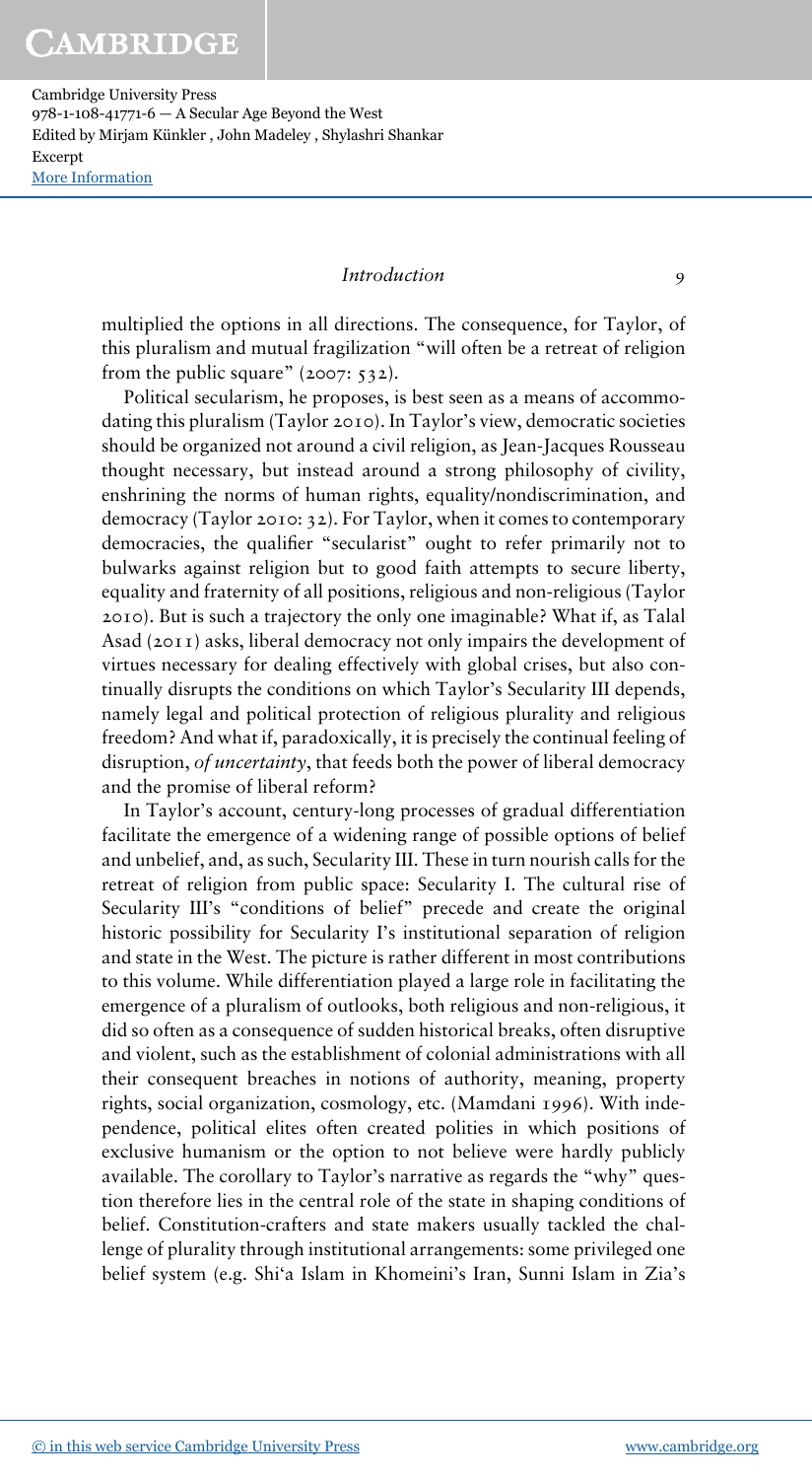multiplied the options in all directions. The consequence, for Taylor, of this pluralism and mutual fragilization "will often be a retreat of religion from the public square" (2007: 532).

Political secularism, he proposes, is best seen as a means of accommodating this pluralism (Taylor 2010). In Taylor's view, democratic societies should be organized not around a civil religion, as Jean-Jacques Rousseau thought necessary, but instead around a strong philosophy of civility, enshrining the norms of human rights, equality/nondiscrimination, and democracy (Taylor 2010: 32). For Taylor, when it comes to contemporary democracies, the qualifier "secularist" ought to refer primarily not to bulwarks against religion but to good faith attempts to secure liberty, equality and fraternity of all positions, religious and non-religious (Taylor 2010). But is such a trajectory the only one imaginable? What if, as Talal Asad (2011) asks, liberal democracy not only impairs the development of virtues necessary for dealing effectively with global crises, but also continually disrupts the conditions on which Taylor's Secularity III depends, namely legal and political protection of religious plurality and religious freedom? And what if, paradoxically, it is precisely the continual feeling of disruption, *of uncertainty*, that feeds both the power of liberal democracy and the promise of liberal reform?

In Taylor's account, century-long processes of gradual differentiation facilitate the emergence of a widening range of possible options of belief and unbelief, and, as such, Secularity III. These in turn nourish calls for the retreat of religion from public space: Secularity I. The cultural rise of Secularity III's "conditions of belief" precede and create the original historic possibility for Secularity I's institutional separation of religion and state in the West. The picture is rather different in most contributions to this volume. While differentiation played a large role in facilitating the emergence of a pluralism of outlooks, both religious and non-religious, it did so often as a consequence of sudden historical breaks, often disruptive and violent, such as the establishment of colonial administrations with all their consequent breaches in notions of authority, meaning, property rights, social organization, cosmology, etc. (Mamdani 1996). With independence, political elites often created polities in which positions of exclusive humanism or the option to not believe were hardly publicly available. The corollary to Taylor's narrative as regards the "why" question therefore lies in the central role of the state in shaping conditions of belief. Constitution-crafters and state makers usually tackled the challenge of plurality through institutional arrangements: some privileged one belief system (e.g. Shi'a Islam in Khomeini's Iran, Sunni Islam in Zia's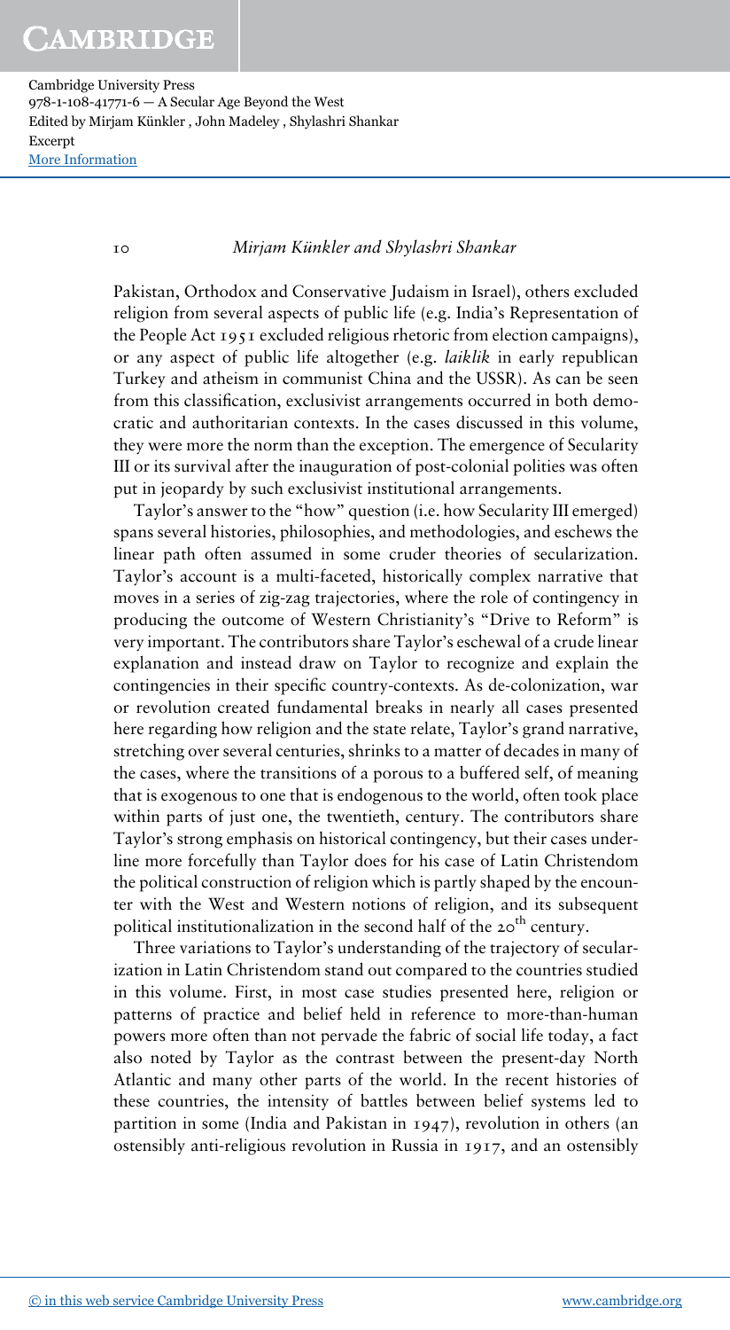Pakistan, Orthodox and Conservative Judaism in Israel), others excluded religion from several aspects of public life (e.g. India's Representation of the People Act 1951 excluded religious rhetoric from election campaigns), or any aspect of public life altogether (e.g. *laiklik* in early republican Turkey and atheism in communist China and the USSR). As can be seen from this classification, exclusivist arrangements occurred in both democratic and authoritarian contexts. In the cases discussed in this volume, they were more the norm than the exception. The emergence of Secularity III or its survival after the inauguration of post-colonial polities was often put in jeopardy by such exclusivist institutional arrangements.

Taylor's answer to the "how" question (i.e. how Secularity III emerged) spans several histories, philosophies, and methodologies, and eschews the linear path often assumed in some cruder theories of secularization. Taylor's account is a multi-faceted, historically complex narrative that moves in a series of zig-zag trajectories, where the role of contingency in producing the outcome of Western Christianity's "Drive to Reform" is very important. The contributors share Taylor's eschewal of a crude linear explanation and instead draw on Taylor to recognize and explain the contingencies in their specific country-contexts. As de-colonization, war or revolution created fundamental breaks in nearly all cases presented here regarding how religion and the state relate, Taylor's grand narrative, stretching over several centuries, shrinks to a matter of decades in many of the cases, where the transitions of a porous to a buffered self, of meaning that is exogenous to one that is endogenous to the world, often took place within parts of just one, the twentieth, century. The contributors share Taylor's strong emphasis on historical contingency, but their cases underline more forcefully than Taylor does for his case of Latin Christendom the political construction of religion which is partly shaped by the encounter with the West and Western notions of religion, and its subsequent political institutionalization in the second half of the 20th century.

Three variations to Taylor's understanding of the trajectory of secularization in Latin Christendom stand out compared to the countries studied in this volume. First, in most case studies presented here, religion or patterns of practice and belief held in reference to more-than-human powers more often than not pervade the fabric of social life today, a fact also noted by Taylor as the contrast between the present-day North Atlantic and many other parts of the world. In the recent histories of these countries, the intensity of battles between belief systems led to partition in some (India and Pakistan in 1947), revolution in others (an ostensibly anti-religious revolution in Russia in 1917, and an ostensibly